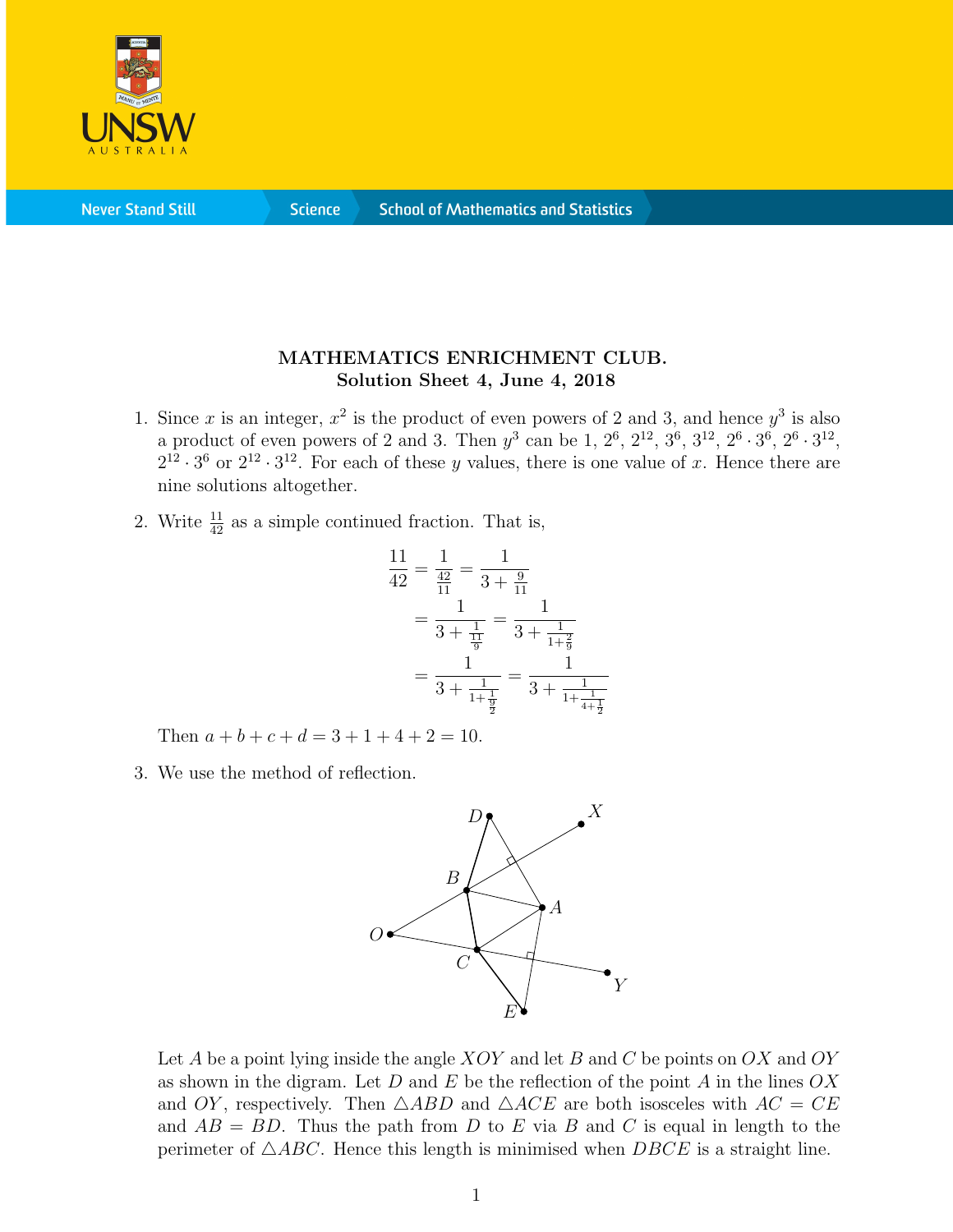**MATHEMATICS ENRICHMENT CLUB.**
**Solution Sheet 4, June 4, 2018**

1. Since $x$ is an integer, $x^2$ is the product of even powers of 2 and 3, and hence $y^3$ is also a product of even powers of 2 and 3. Then $y^3$ can be 1, $2^6$, $2^{12}$, $3^6$, $3^{12}$, $2^6 \cdot 3^6$, $2^6 \cdot 3^{12}$, $2^{12} \cdot 3^6$ or $2^{12} \cdot 3^{12}$. For each of these $y$ values, there is one value of $x$. Hence there are nine solutions altogether.

2. Write $\frac{11}{42}$ as a simple continued fraction. That is,

$$\begin{aligned}\frac{11}{42} &= \frac{1}{\frac{42}{11}} = \frac{1}{3+\frac{9}{11}} \\ &= \frac{1}{3+\frac{1}{\frac{11}{9}}} = \frac{1}{3+\frac{1}{1+\frac{2}{9}}} \\ &= \frac{1}{3+\frac{1}{1+\frac{1}{\frac{9}{2}}}} = \frac{1}{3+\frac{1}{1+\frac{1}{4+\frac{1}{2}}}}\end{aligned}$$

   Then $a+b+c+d = 3+1+4+2 = 10$.

3. We use the method of reflection.

   Let $A$ be a point lying inside the angle $XOY$ and let $B$ and $C$ be points on $OX$ and $OY$ as shown in the digram. Let $D$ and $E$ be the reflection of the point $A$ in the lines $OX$ and $OY$, respectively. Then $\triangle ABD$ and $\triangle ACE$ are both isosceles with $AC = CE$ and $AB = BD$. Thus the path from $D$ to $E$ via $B$ and $C$ is equal in length to the perimeter of $\triangle ABC$. Hence this length is minimised when $DBCE$ is a straight line.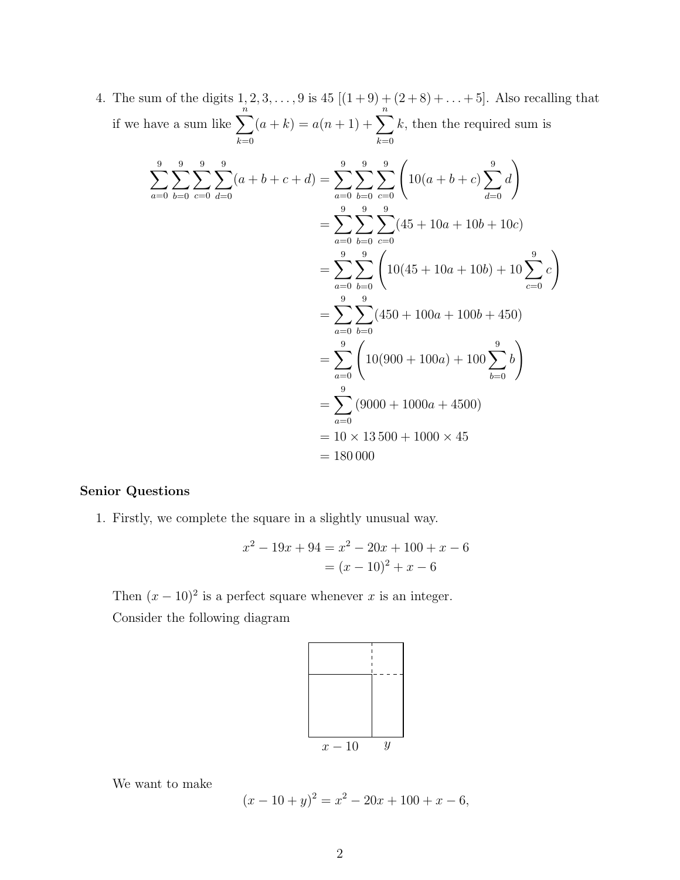4. The sum of the digits $1, 2, 3, \ldots, 9$ is 45 $[(1+9)+(2+8)+\ldots+5]$. Also recalling that if we have a sum like $\displaystyle\sum_{k=0}^{n}(a+k) = a(n+1) + \sum_{k=0}^{n} k$, then the required sum is

$$
\begin{aligned}
\sum_{a=0}^{9}\sum_{b=0}^{9}\sum_{c=0}^{9}\sum_{d=0}^{9}(a+b+c+d) &= \sum_{a=0}^{9}\sum_{b=0}^{9}\sum_{c=0}^{9}\left(10(a+b+c)\sum_{d=0}^{9} d\right) \\
&= \sum_{a=0}^{9}\sum_{b=0}^{9}\sum_{c=0}^{9}(45+10a+10b+10c) \\
&= \sum_{a=0}^{9}\sum_{b=0}^{9}\left(10(45+10a+10b)+10\sum_{c=0}^{9} c\right) \\
&= \sum_{a=0}^{9}\sum_{b=0}^{9}(450+100a+100b+450) \\
&= \sum_{a=0}^{9}\left(10(900+100a)+100\sum_{b=0}^{9} b\right) \\
&= \sum_{a=0}^{9}(9000+1000a+4500) \\
&= 10 \times 13\,500 + 1000 \times 45 \\
&= 180\,000
\end{aligned}
$$

### Senior Questions

1. Firstly, we complete the square in a slightly unusual way.

$$
\begin{aligned}
x^2 - 19x + 94 &= x^2 - 20x + 100 + x - 6 \\
&= (x-10)^2 + x - 6
\end{aligned}
$$

Then $(x-10)^2$ is a perfect square whenever $x$ is an integer.

Consider the following diagram

We want to make

$$(x-10+y)^2 = x^2 - 20x + 100 + x - 6,$$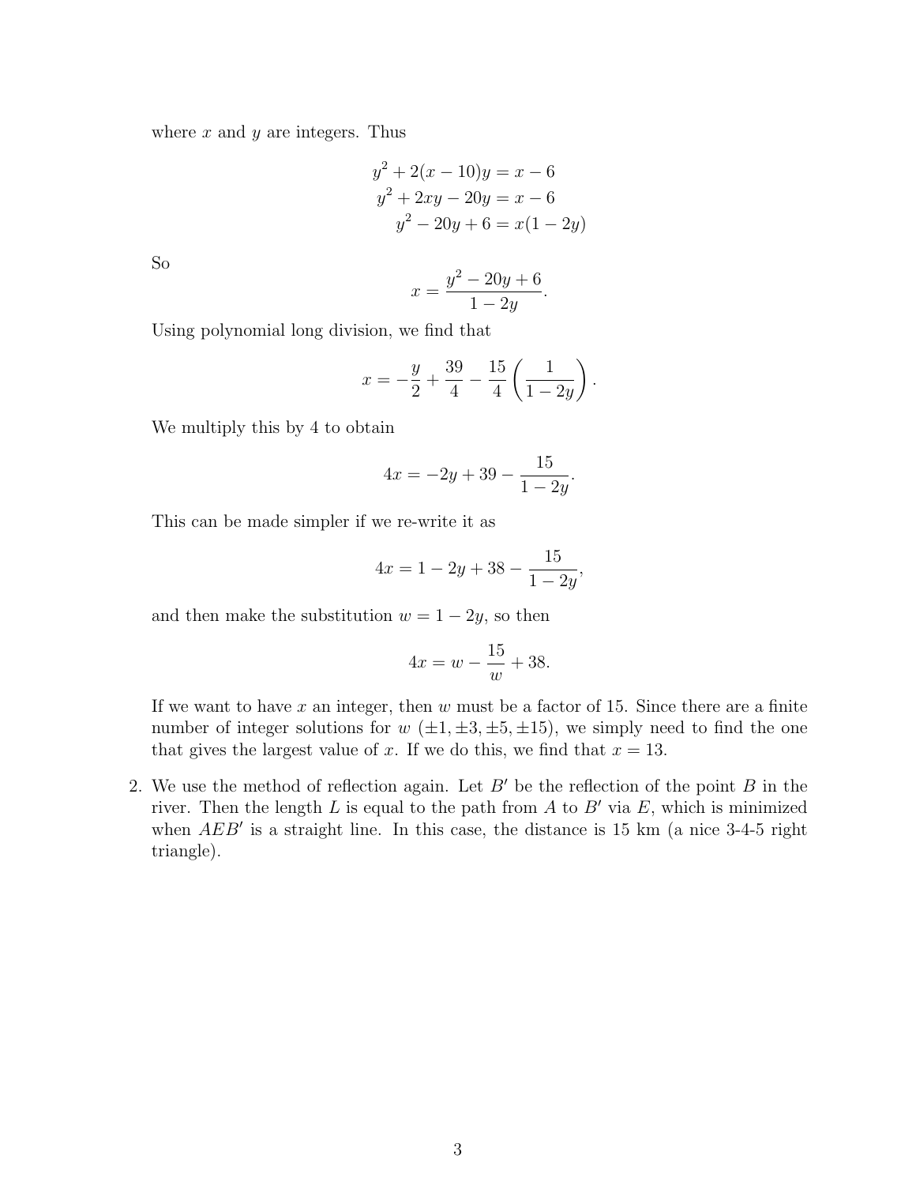where $x$ and $y$ are integers. Thus

$$
\begin{aligned}
y^2 + 2(x-10)y &= x - 6 \\
y^2 + 2xy - 20y &= x - 6 \\
y^2 - 20y + 6 &= x(1-2y)
\end{aligned}
$$

So

$$x = \frac{y^2 - 20y + 6}{1 - 2y}.$$

Using polynomial long division, we find that

$$x = -\frac{y}{2} + \frac{39}{4} - \frac{15}{4}\left(\frac{1}{1-2y}\right).$$

We multiply this by 4 to obtain

$$4x = -2y + 39 - \frac{15}{1-2y}.$$

This can be made simpler if we re-write it as

$$4x = 1 - 2y + 38 - \frac{15}{1-2y},$$

and then make the substitution $w = 1 - 2y$, so then

$$4x = w - \frac{15}{w} + 38.$$

If we want to have $x$ an integer, then $w$ must be a factor of 15. Since there are a finite number of integer solutions for $w$ ($\pm1, \pm3, \pm5, \pm15$), we simply need to find the one that gives the largest value of $x$. If we do this, we find that $x = 13$.

2. We use the method of reflection again. Let $B'$ be the reflection of the point $B$ in the river. Then the length $L$ is equal to the path from $A$ to $B'$ via $E$, which is minimized when $AEB'$ is a straight line. In this case, the distance is 15 km (a nice 3-4-5 right triangle).